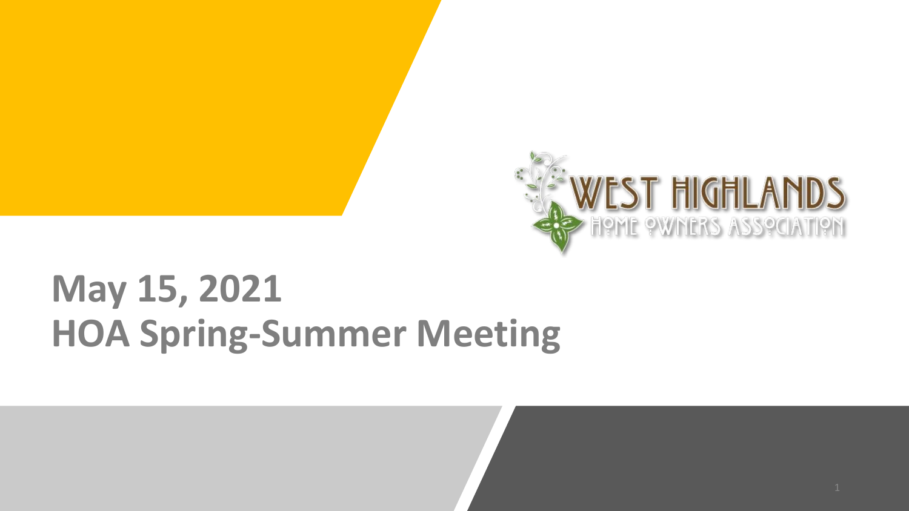WEST HIGHLANDS
HOME OWNERS ASSOCIATION

# May 15, 2021
# HOA Spring-Summer Meeting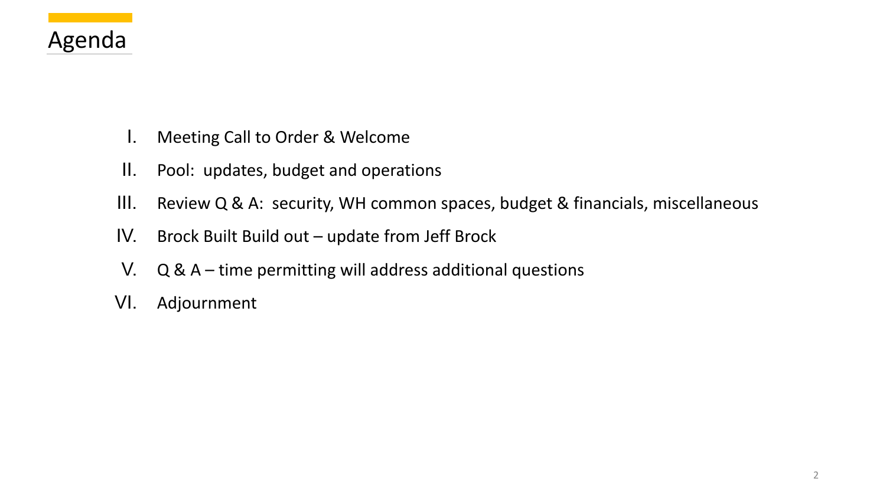# Agenda

I. Meeting Call to Order & Welcome

II. Pool: updates, budget and operations

III. Review Q & A: security, WH common spaces, budget & financials, miscellaneous

IV. Brock Built Build out – update from Jeff Brock

V. Q & A – time permitting will address additional questions

VI. Adjournment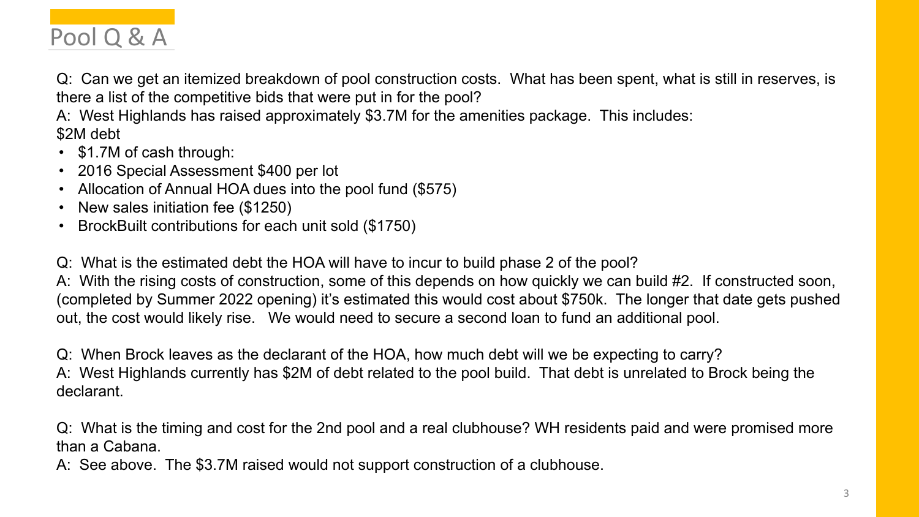# Pool Q & A

Q: Can we get an itemized breakdown of pool construction costs. What has been spent, what is still in reserves, is there a list of the competitive bids that were put in for the pool?

A: West Highlands has raised approximately $3.7M for the amenities package. This includes:
$2M debt

- $1.7M of cash through:
- 2016 Special Assessment $400 per lot
- Allocation of Annual HOA dues into the pool fund ($575)
- New sales initiation fee ($1250)
- BrockBuilt contributions for each unit sold ($1750)

Q: What is the estimated debt the HOA will have to incur to build phase 2 of the pool?

A: With the rising costs of construction, some of this depends on how quickly we can build #2. If constructed soon, (completed by Summer 2022 opening) it's estimated this would cost about $750k. The longer that date gets pushed out, the cost would likely rise. We would need to secure a second loan to fund an additional pool.

Q: When Brock leaves as the declarant of the HOA, how much debt will we be expecting to carry?

A: West Highlands currently has $2M of debt related to the pool build. That debt is unrelated to Brock being the declarant.

Q: What is the timing and cost for the 2nd pool and a real clubhouse? WH residents paid and were promised more than a Cabana.

A: See above. The $3.7M raised would not support construction of a clubhouse.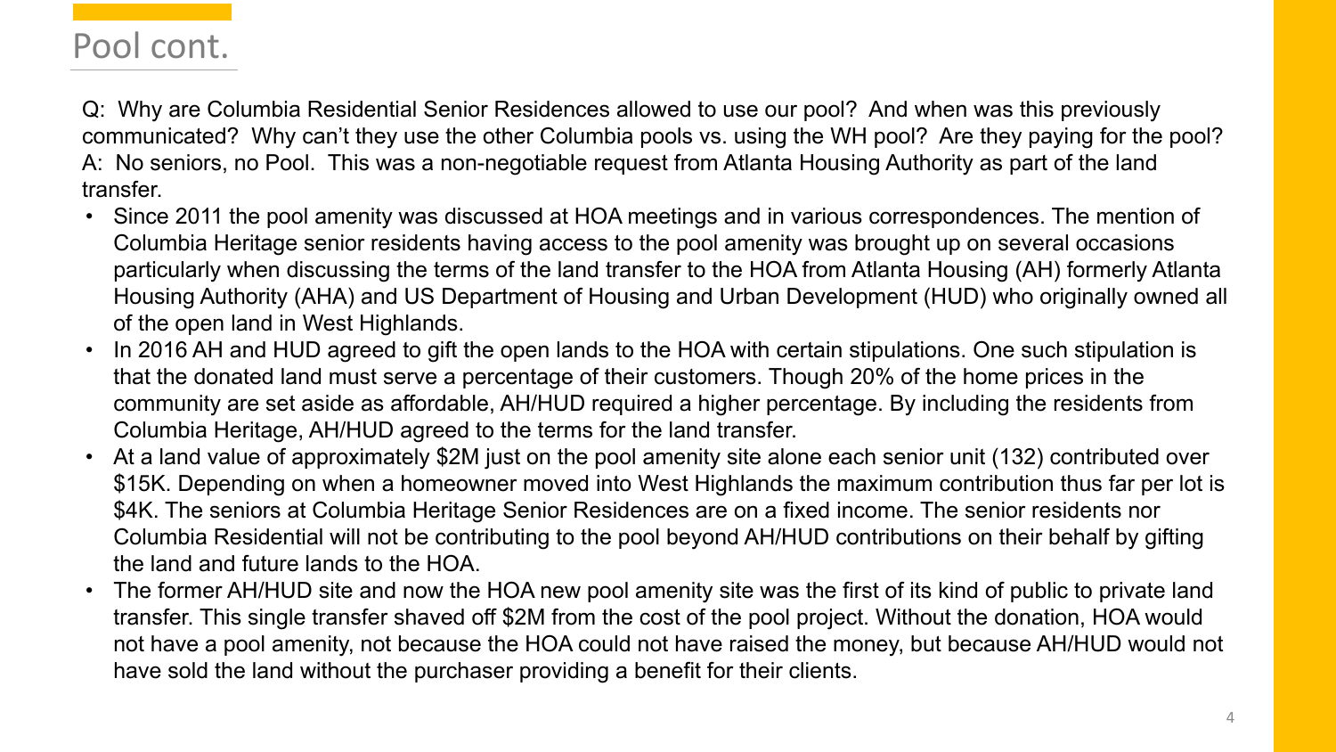# Pool cont.

Q: Why are Columbia Residential Senior Residences allowed to use our pool? And when was this previously communicated? Why can't they use the other Columbia pools vs. using the WH pool? Are they paying for the pool?
A: No seniors, no Pool. This was a non-negotiable request from Atlanta Housing Authority as part of the land transfer.

- Since 2011 the pool amenity was discussed at HOA meetings and in various correspondences. The mention of Columbia Heritage senior residents having access to the pool amenity was brought up on several occasions particularly when discussing the terms of the land transfer to the HOA from Atlanta Housing (AH) formerly Atlanta Housing Authority (AHA) and US Department of Housing and Urban Development (HUD) who originally owned all of the open land in West Highlands.
- In 2016 AH and HUD agreed to gift the open lands to the HOA with certain stipulations. One such stipulation is that the donated land must serve a percentage of their customers. Though 20% of the home prices in the community are set aside as affordable, AH/HUD required a higher percentage. By including the residents from Columbia Heritage, AH/HUD agreed to the terms for the land transfer.
- At a land value of approximately $2M just on the pool amenity site alone each senior unit (132) contributed over $15K. Depending on when a homeowner moved into West Highlands the maximum contribution thus far per lot is $4K. The seniors at Columbia Heritage Senior Residences are on a fixed income. The senior residents nor Columbia Residential will not be contributing to the pool beyond AH/HUD contributions on their behalf by gifting the land and future lands to the HOA.
- The former AH/HUD site and now the HOA new pool amenity site was the first of its kind of public to private land transfer. This single transfer shaved off $2M from the cost of the pool project. Without the donation, HOA would not have a pool amenity, not because the HOA could not have raised the money, but because AH/HUD would not have sold the land without the purchaser providing a benefit for their clients.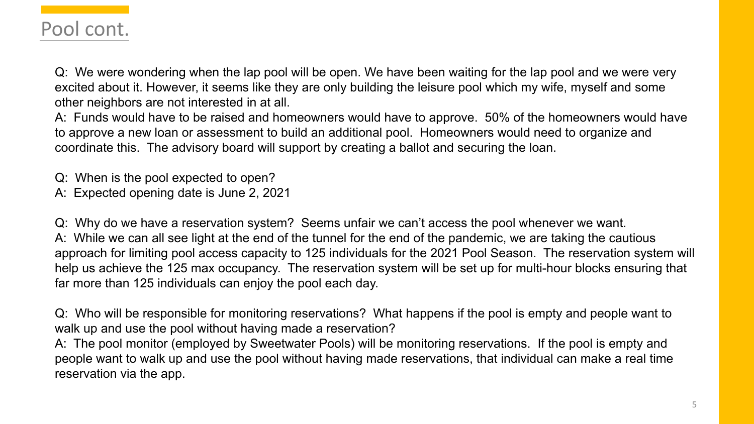# Pool cont.

Q: We were wondering when the lap pool will be open. We have been waiting for the lap pool and we were very excited about it. However, it seems like they are only building the leisure pool which my wife, myself and some other neighbors are not interested in at all.
A: Funds would have to be raised and homeowners would have to approve. 50% of the homeowners would have to approve a new loan or assessment to build an additional pool. Homeowners would need to organize and coordinate this. The advisory board will support by creating a ballot and securing the loan.

Q: When is the pool expected to open?
A: Expected opening date is June 2, 2021

Q: Why do we have a reservation system? Seems unfair we can't access the pool whenever we want.
A: While we can all see light at the end of the tunnel for the end of the pandemic, we are taking the cautious approach for limiting pool access capacity to 125 individuals for the 2021 Pool Season. The reservation system will help us achieve the 125 max occupancy. The reservation system will be set up for multi-hour blocks ensuring that far more than 125 individuals can enjoy the pool each day.

Q: Who will be responsible for monitoring reservations? What happens if the pool is empty and people want to walk up and use the pool without having made a reservation?
A: The pool monitor (employed by Sweetwater Pools) will be monitoring reservations. If the pool is empty and people want to walk up and use the pool without having made reservations, that individual can make a real time reservation via the app.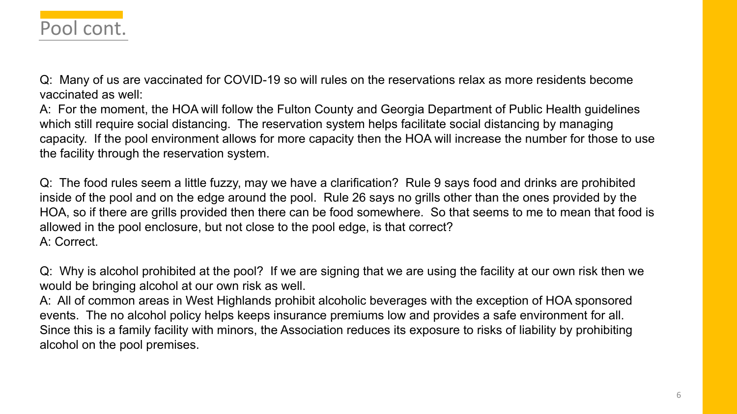# Pool cont.

Q: Many of us are vaccinated for COVID-19 so will rules on the reservations relax as more residents become vaccinated as well:
A: For the moment, the HOA will follow the Fulton County and Georgia Department of Public Health guidelines which still require social distancing. The reservation system helps facilitate social distancing by managing capacity. If the pool environment allows for more capacity then the HOA will increase the number for those to use the facility through the reservation system.

Q: The food rules seem a little fuzzy, may we have a clarification? Rule 9 says food and drinks are prohibited inside of the pool and on the edge around the pool. Rule 26 says no grills other than the ones provided by the HOA, so if there are grills provided then there can be food somewhere. So that seems to me to mean that food is allowed in the pool enclosure, but not close to the pool edge, is that correct?
A: Correct.

Q: Why is alcohol prohibited at the pool? If we are signing that we are using the facility at our own risk then we would be bringing alcohol at our own risk as well.
A: All of common areas in West Highlands prohibit alcoholic beverages with the exception of HOA sponsored events. The no alcohol policy helps keeps insurance premiums low and provides a safe environment for all. Since this is a family facility with minors, the Association reduces its exposure to risks of liability by prohibiting alcohol on the pool premises.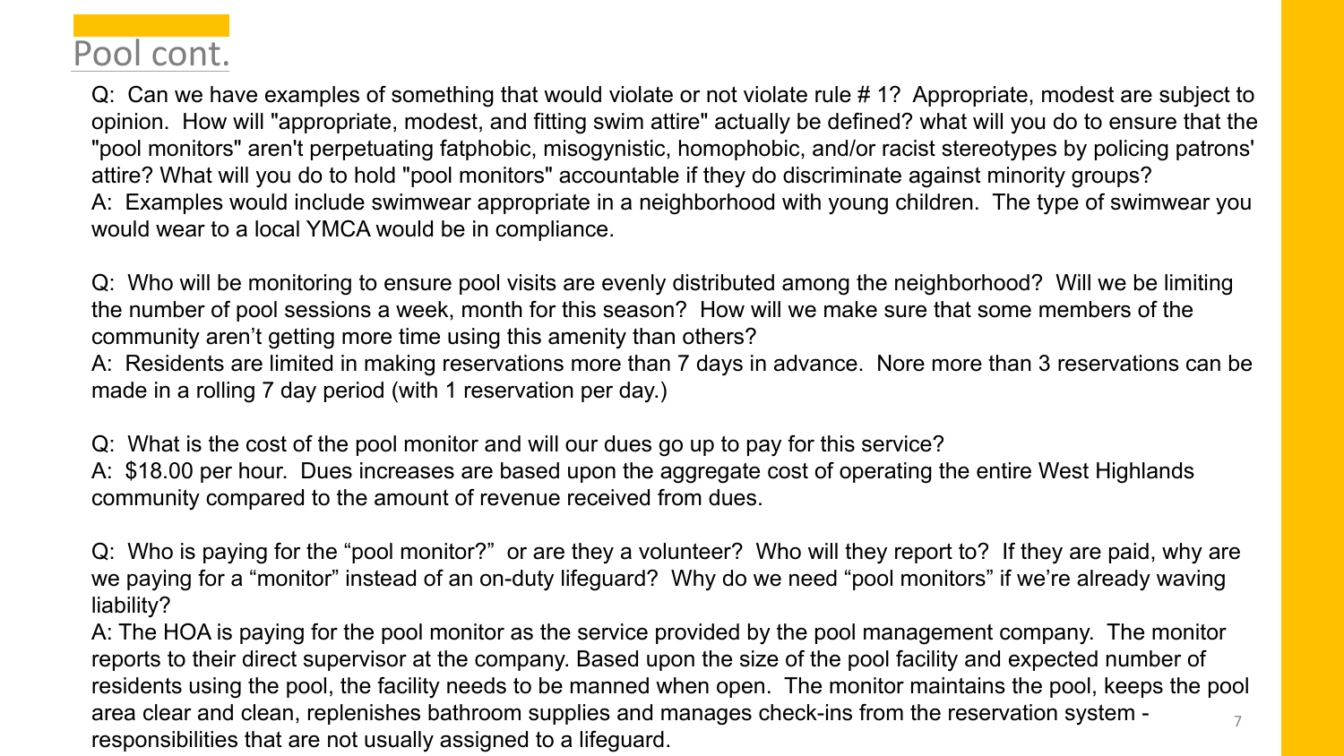# Pool cont.

Q: Can we have examples of something that would violate or not violate rule # 1? Appropriate, modest are subject to opinion. How will "appropriate, modest, and fitting swim attire" actually be defined? what will you do to ensure that the "pool monitors" aren't perpetuating fatphobic, misogynistic, homophobic, and/or racist stereotypes by policing patrons' attire? What will you do to hold "pool monitors" accountable if they do discriminate against minority groups?
A: Examples would include swimwear appropriate in a neighborhood with young children. The type of swimwear you would wear to a local YMCA would be in compliance.

Q: Who will be monitoring to ensure pool visits are evenly distributed among the neighborhood? Will we be limiting the number of pool sessions a week, month for this season? How will we make sure that some members of the community aren't getting more time using this amenity than others?
A: Residents are limited in making reservations more than 7 days in advance. Nore more than 3 reservations can be made in a rolling 7 day period (with 1 reservation per day.)

Q: What is the cost of the pool monitor and will our dues go up to pay for this service?
A: $18.00 per hour. Dues increases are based upon the aggregate cost of operating the entire West Highlands community compared to the amount of revenue received from dues.

Q: Who is paying for the "pool monitor?" or are they a volunteer? Who will they report to? If they are paid, why are we paying for a "monitor" instead of an on-duty lifeguard? Why do we need "pool monitors" if we're already waving liability?
A: The HOA is paying for the pool monitor as the service provided by the pool management company. The monitor reports to their direct supervisor at the company. Based upon the size of the pool facility and expected number of residents using the pool, the facility needs to be manned when open. The monitor maintains the pool, keeps the pool area clear and clean, replenishes bathroom supplies and manages check-ins from the reservation system - responsibilities that are not usually assigned to a lifeguard.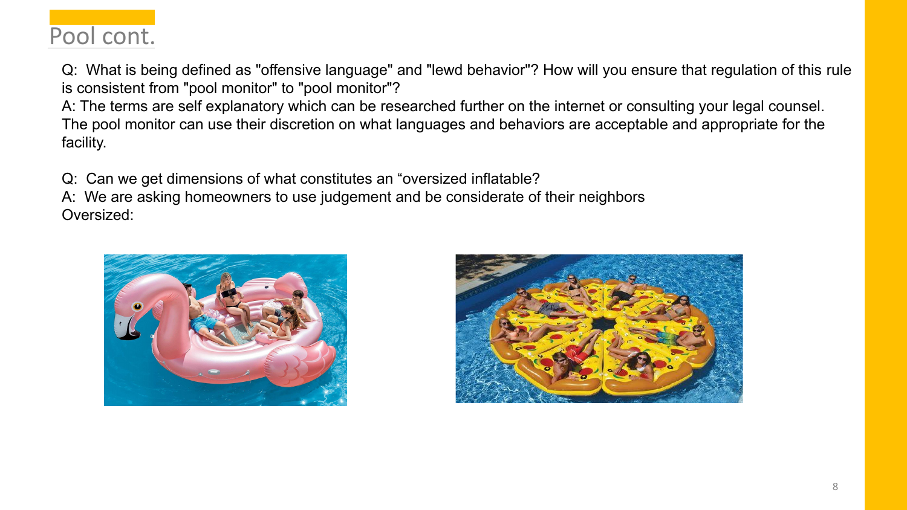# Pool cont.

Q: What is being defined as "offensive language" and "lewd behavior"? How will you ensure that regulation of this rule is consistent from "pool monitor" to "pool monitor"?
A: The terms are self explanatory which can be researched further on the internet or consulting your legal counsel. The pool monitor can use their discretion on what languages and behaviors are acceptable and appropriate for the facility.

Q: Can we get dimensions of what constitutes an "oversized inflatable?
A: We are asking homeowners to use judgement and be considerate of their neighbors
Oversized: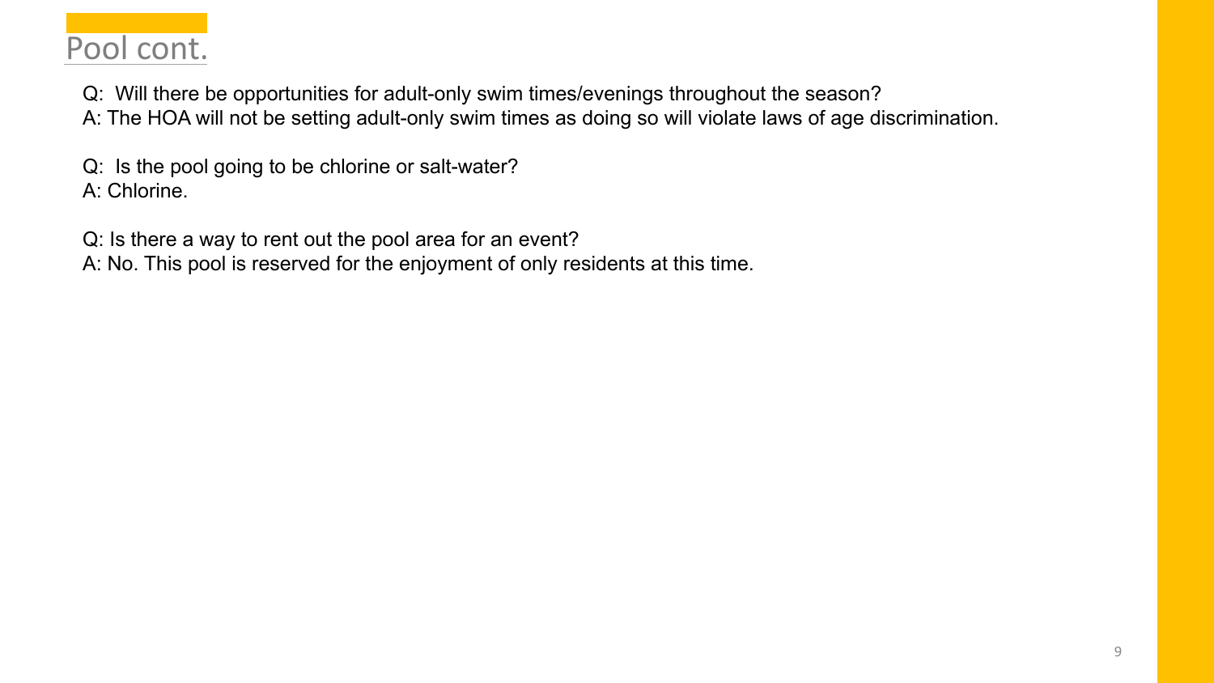# Pool cont.

Q: Will there be opportunities for adult-only swim times/evenings throughout the season?
A: The HOA will not be setting adult-only swim times as doing so will violate laws of age discrimination.

Q: Is the pool going to be chlorine or salt-water?
A: Chlorine.

Q: Is there a way to rent out the pool area for an event?
A: No. This pool is reserved for the enjoyment of only residents at this time.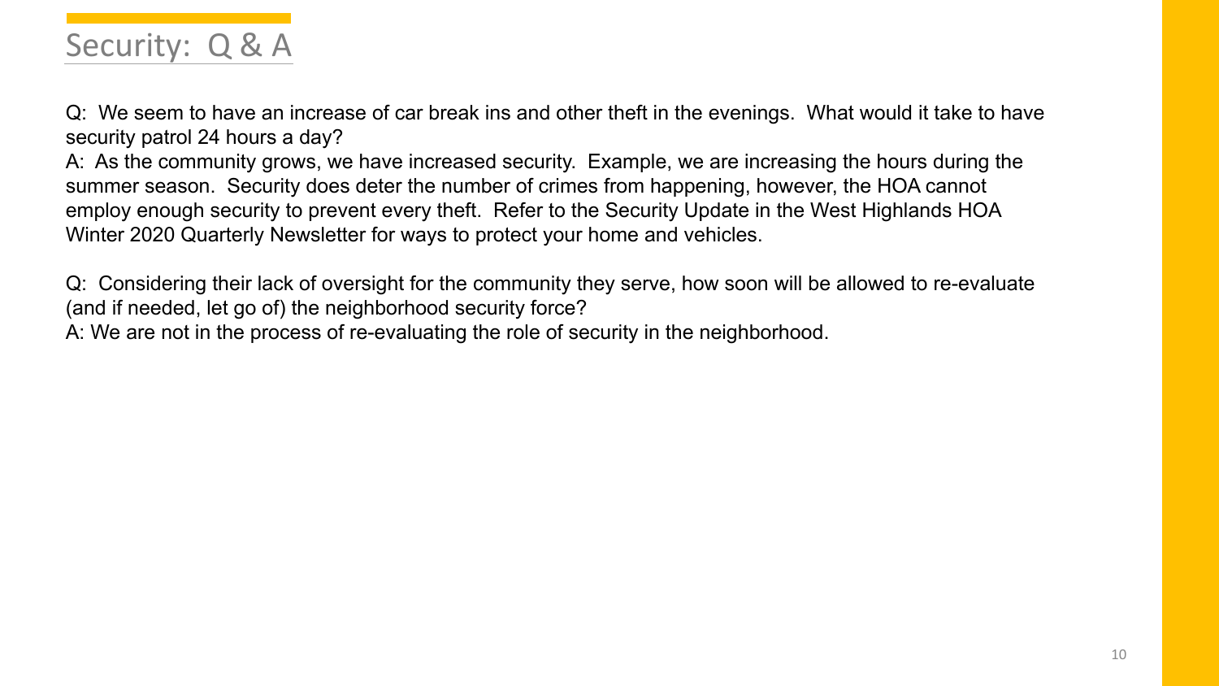# Security: Q & A

Q: We seem to have an increase of car break ins and other theft in the evenings. What would it take to have security patrol 24 hours a day?

A: As the community grows, we have increased security. Example, we are increasing the hours during the summer season. Security does deter the number of crimes from happening, however, the HOA cannot employ enough security to prevent every theft. Refer to the Security Update in the West Highlands HOA Winter 2020 Quarterly Newsletter for ways to protect your home and vehicles.

Q: Considering their lack of oversight for the community they serve, how soon will be allowed to re-evaluate (and if needed, let go of) the neighborhood security force?

A: We are not in the process of re-evaluating the role of security in the neighborhood.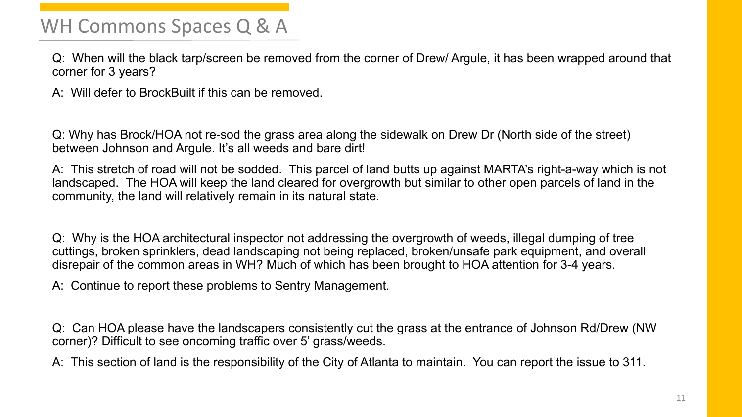# WH Commons Spaces Q & A

Q: When will the black tarp/screen be removed from the corner of Drew/ Argule, it has been wrapped around that corner for 3 years?

A: Will defer to BrockBuilt if this can be removed.

Q: Why has Brock/HOA not re-sod the grass area along the sidewalk on Drew Dr (North side of the street) between Johnson and Argule. It's all weeds and bare dirt!

A: This stretch of road will not be sodded. This parcel of land butts up against MARTA's right-a-way which is not landscaped. The HOA will keep the land cleared for overgrowth but similar to other open parcels of land in the community, the land will relatively remain in its natural state.

Q: Why is the HOA architectural inspector not addressing the overgrowth of weeds, illegal dumping of tree cuttings, broken sprinklers, dead landscaping not being replaced, broken/unsafe park equipment, and overall disrepair of the common areas in WH? Much of which has been brought to HOA attention for 3-4 years.

A: Continue to report these problems to Sentry Management.

Q: Can HOA please have the landscapers consistently cut the grass at the entrance of Johnson Rd/Drew (NW corner)? Difficult to see oncoming traffic over 5' grass/weeds.

A: This section of land is the responsibility of the City of Atlanta to maintain. You can report the issue to 311.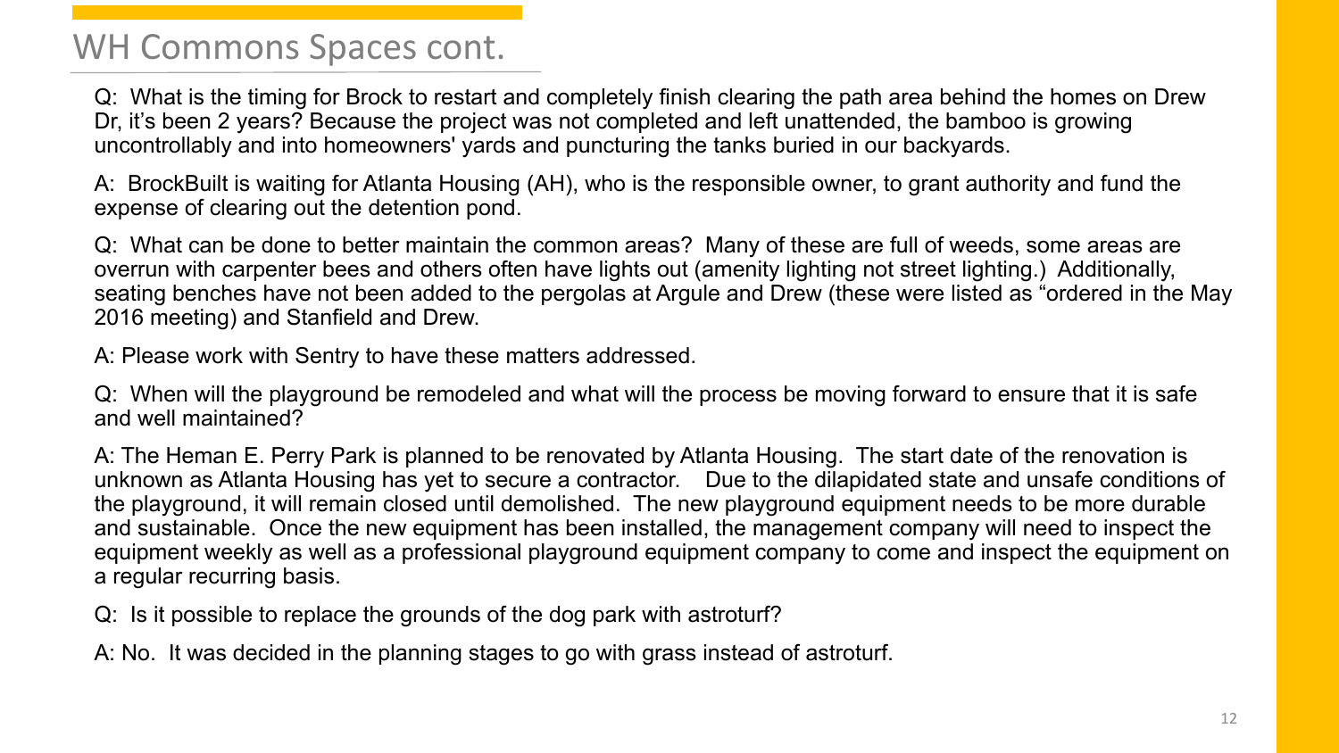# WH Commons Spaces cont.

Q: What is the timing for Brock to restart and completely finish clearing the path area behind the homes on Drew Dr, it's been 2 years? Because the project was not completed and left unattended, the bamboo is growing uncontrollably and into homeowners' yards and puncturing the tanks buried in our backyards.

A: BrockBuilt is waiting for Atlanta Housing (AH), who is the responsible owner, to grant authority and fund the expense of clearing out the detention pond.

Q: What can be done to better maintain the common areas? Many of these are full of weeds, some areas are overrun with carpenter bees and others often have lights out (amenity lighting not street lighting.) Additionally, seating benches have not been added to the pergolas at Argule and Drew (these were listed as "ordered in the May 2016 meeting) and Stanfield and Drew.

A: Please work with Sentry to have these matters addressed.

Q: When will the playground be remodeled and what will the process be moving forward to ensure that it is safe and well maintained?

A: The Heman E. Perry Park is planned to be renovated by Atlanta Housing. The start date of the renovation is unknown as Atlanta Housing has yet to secure a contractor. Due to the dilapidated state and unsafe conditions of the playground, it will remain closed until demolished. The new playground equipment needs to be more durable and sustainable. Once the new equipment has been installed, the management company will need to inspect the equipment weekly as well as a professional playground equipment company to come and inspect the equipment on a regular recurring basis.

Q: Is it possible to replace the grounds of the dog park with astroturf?

A: No. It was decided in the planning stages to go with grass instead of astroturf.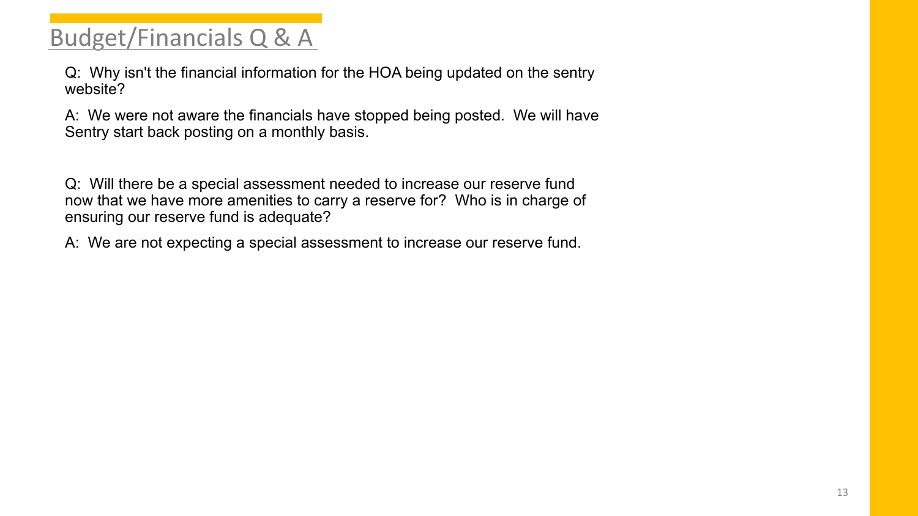# Budget/Financials Q & A

Q: Why isn't the financial information for the HOA being updated on the sentry website?

A: We were not aware the financials have stopped being posted. We will have Sentry start back posting on a monthly basis.

Q: Will there be a special assessment needed to increase our reserve fund now that we have more amenities to carry a reserve for? Who is in charge of ensuring our reserve fund is adequate?

A: We are not expecting a special assessment to increase our reserve fund.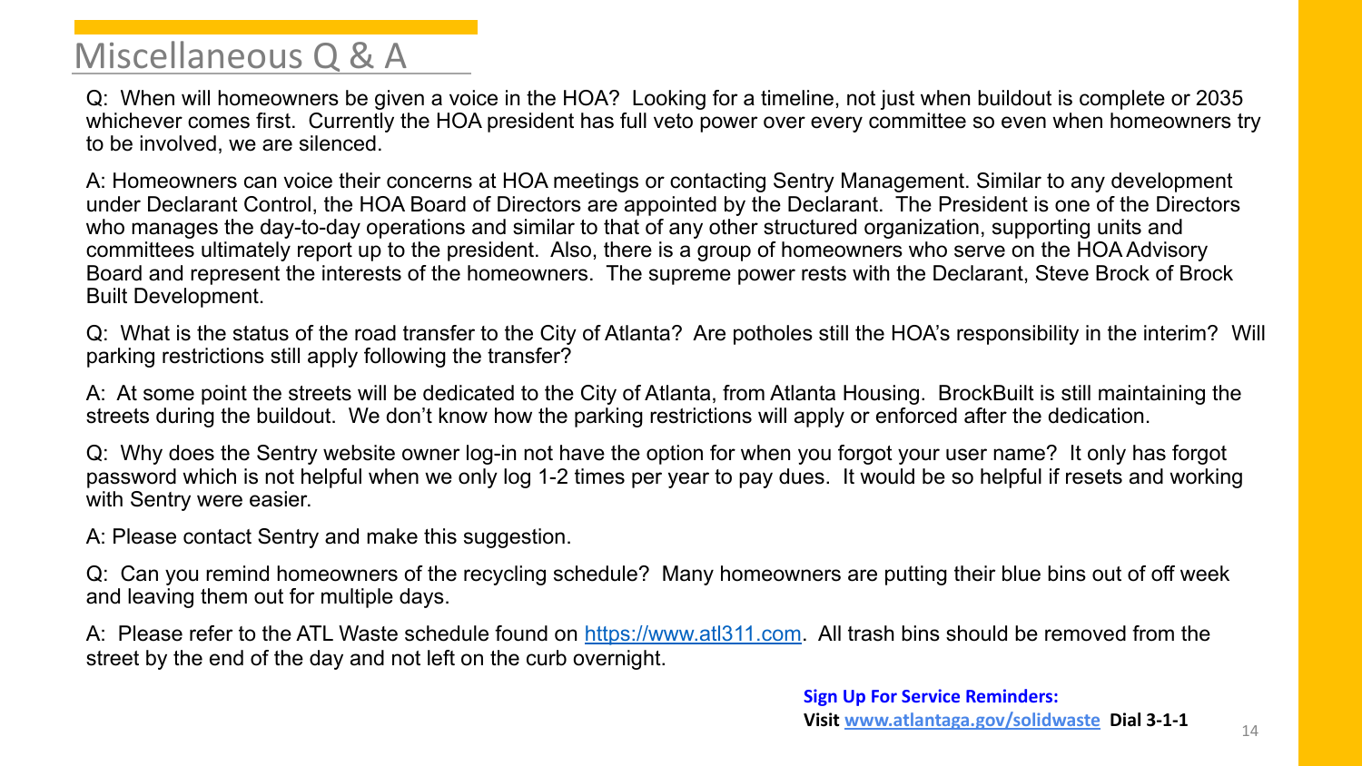# Miscellaneous Q & A

Q: When will homeowners be given a voice in the HOA? Looking for a timeline, not just when buildout is complete or 2035 whichever comes first. Currently the HOA president has full veto power over every committee so even when homeowners try to be involved, we are silenced.

A: Homeowners can voice their concerns at HOA meetings or contacting Sentry Management. Similar to any development under Declarant Control, the HOA Board of Directors are appointed by the Declarant. The President is one of the Directors who manages the day-to-day operations and similar to that of any other structured organization, supporting units and committees ultimately report up to the president. Also, there is a group of homeowners who serve on the HOA Advisory Board and represent the interests of the homeowners. The supreme power rests with the Declarant, Steve Brock of Brock Built Development.

Q: What is the status of the road transfer to the City of Atlanta? Are potholes still the HOA's responsibility in the interim? Will parking restrictions still apply following the transfer?

A: At some point the streets will be dedicated to the City of Atlanta, from Atlanta Housing. BrockBuilt is still maintaining the streets during the buildout. We don't know how the parking restrictions will apply or enforced after the dedication.

Q: Why does the Sentry website owner log-in not have the option for when you forgot your user name? It only has forgot password which is not helpful when we only log 1-2 times per year to pay dues. It would be so helpful if resets and working with Sentry were easier.

A: Please contact Sentry and make this suggestion.

Q: Can you remind homeowners of the recycling schedule? Many homeowners are putting their blue bins out of off week and leaving them out for multiple days.

A: Please refer to the ATL Waste schedule found on [https://www.atl311.com](https://www.atl311.com). All trash bins should be removed from the street by the end of the day and not left on the curb overnight.

**Sign Up For Service Reminders:**
**Visit [www.atlantaga.gov/solidwaste](http://www.atlantaga.gov/solidwaste) Dial 3-1-1**